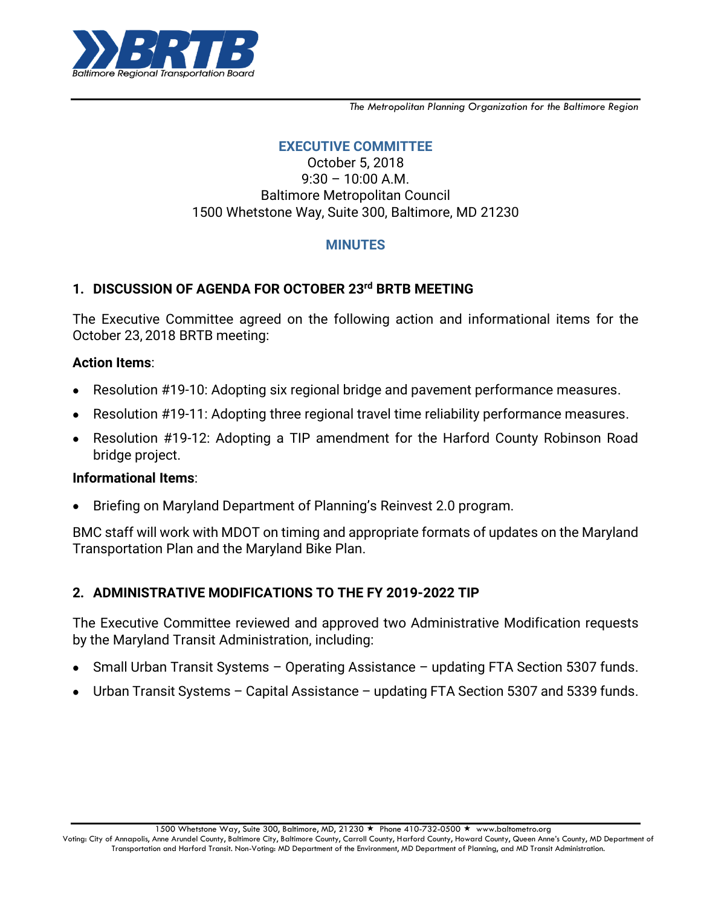*The Metropolitan Planning Organization for the Baltimore Region*

## EXECUTIVE COMMITTEE

October 5, 2018
9:30 – 10:00 A.M.
Baltimore Metropolitan Council
1500 Whetstone Way, Suite 300, Baltimore, MD 21230

## MINUTES

### 1. DISCUSSION OF AGENDA FOR OCTOBER 23rd BRTB MEETING

The Executive Committee agreed on the following action and informational items for the October 23, 2018 BRTB meeting:

**Action Items**:

- Resolution #19-10: Adopting six regional bridge and pavement performance measures.
- Resolution #19-11: Adopting three regional travel time reliability performance measures.
- Resolution #19-12: Adopting a TIP amendment for the Harford County Robinson Road bridge project.

**Informational Items**:

- Briefing on Maryland Department of Planning's Reinvest 2.0 program.

BMC staff will work with MDOT on timing and appropriate formats of updates on the Maryland Transportation Plan and the Maryland Bike Plan.

### 2. ADMINISTRATIVE MODIFICATIONS TO THE FY 2019-2022 TIP

The Executive Committee reviewed and approved two Administrative Modification requests by the Maryland Transit Administration, including:

- Small Urban Transit Systems – Operating Assistance – updating FTA Section 5307 funds.
- Urban Transit Systems – Capital Assistance – updating FTA Section 5307 and 5339 funds.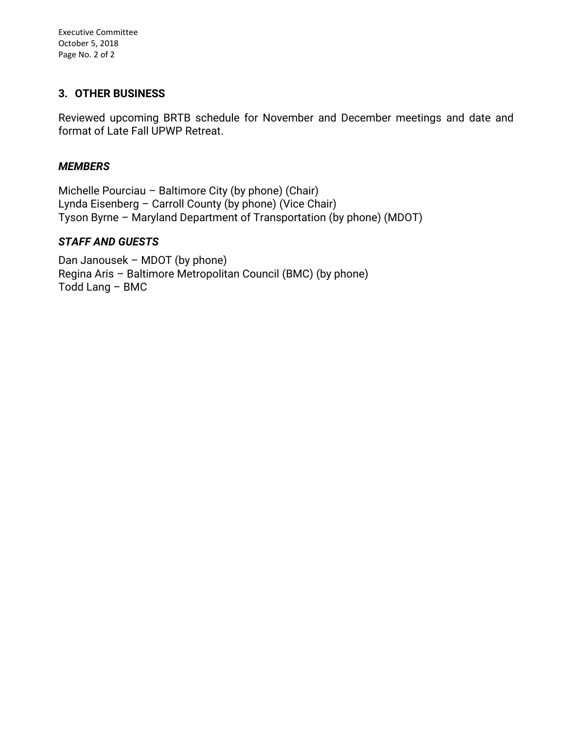## 3. OTHER BUSINESS

Reviewed upcoming BRTB schedule for November and December meetings and date and format of Late Fall UPWP Retreat.

### *MEMBERS*

Michelle Pourciau – Baltimore City (by phone) (Chair)
Lynda Eisenberg – Carroll County (by phone) (Vice Chair)
Tyson Byrne – Maryland Department of Transportation (by phone) (MDOT)

### *STAFF AND GUESTS*

Dan Janousek – MDOT (by phone)
Regina Aris – Baltimore Metropolitan Council (BMC) (by phone)
Todd Lang – BMC